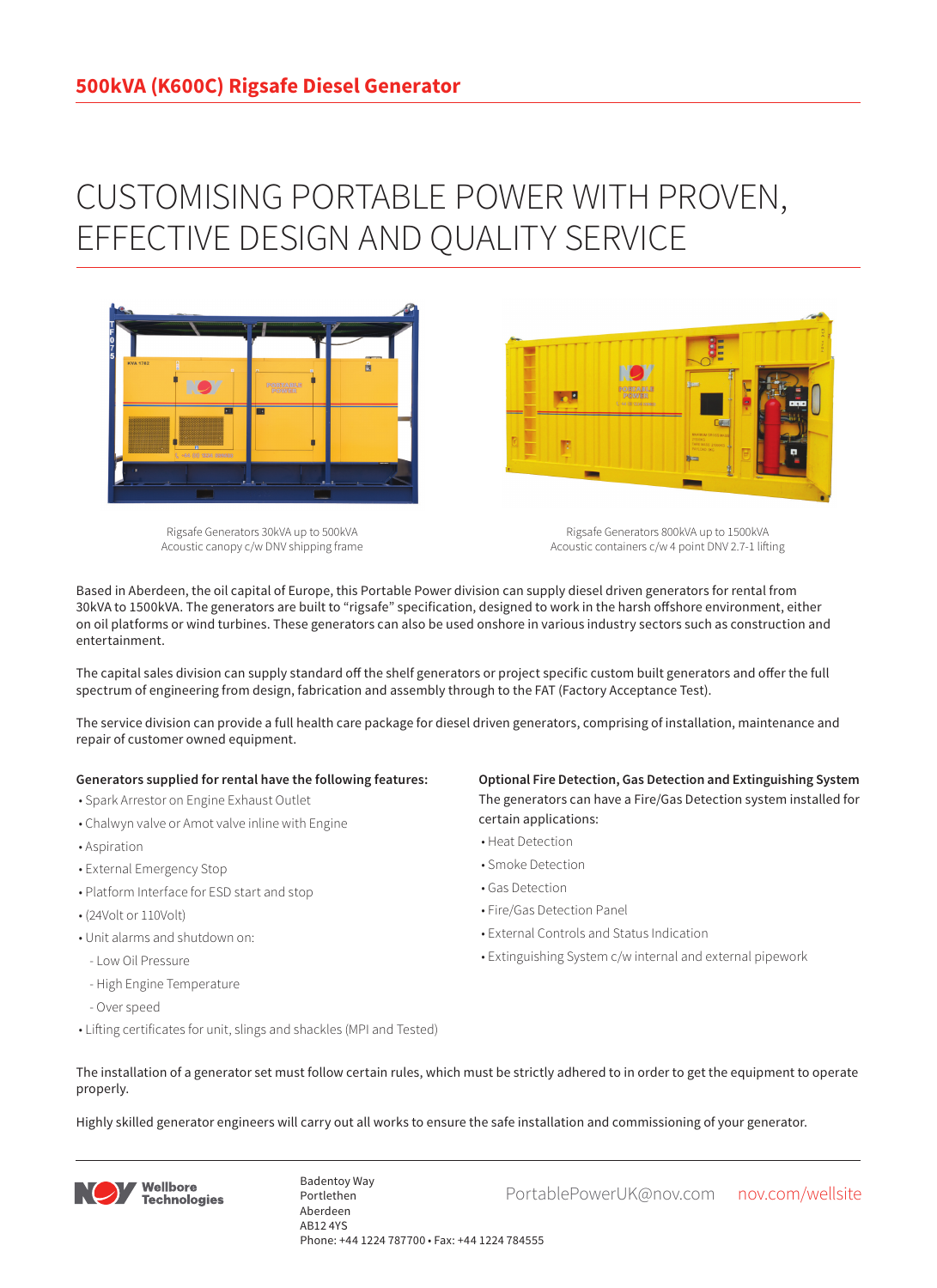# 500kVA (K600C) Rigsafe Diesel Generator

## CUSTOMISING PORTABLE POWER WITH PROVEN, EFFECTIVE DESIGN AND QUALITY SERVICE

Rigsafe Generators 30kVA up to 500kVA
Acoustic canopy c/w DNV shipping frame

Rigsafe Generators 800kVA up to 1500kVA
Acoustic containers c/w 4 point DNV 2.7-1 lifting

Based in Aberdeen, the oil capital of Europe, this Portable Power division can supply diesel driven generators for rental from 30kVA to 1500kVA. The generators are built to "rigsafe" specification, designed to work in the harsh offshore environment, either on oil platforms or wind turbines. These generators can also be used onshore in various industry sectors such as construction and entertainment.

The capital sales division can supply standard off the shelf generators or project specific custom built generators and offer the full spectrum of engineering from design, fabrication and assembly through to the FAT (Factory Acceptance Test).

The service division can provide a full health care package for diesel driven generators, comprising of installation, maintenance and repair of customer owned equipment.

**Generators supplied for rental have the following features:**

- Spark Arrestor on Engine Exhaust Outlet
- Chalwyn valve or Amot valve inline with Engine
- Aspiration
- External Emergency Stop
- Platform Interface for ESD start and stop
- (24Volt or 110Volt)
- Unit alarms and shutdown on:
  - Low Oil Pressure
  - High Engine Temperature
  - Over speed
- Lifting certificates for unit, slings and shackles (MPI and Tested)

**Optional Fire Detection, Gas Detection and Extinguishing System**

The generators can have a Fire/Gas Detection system installed for certain applications:

- Heat Detection
- Smoke Detection
- Gas Detection
- Fire/Gas Detection Panel
- External Controls and Status Indication
- Extinguishing System c/w internal and external pipework

The installation of a generator set must follow certain rules, which must be strictly adhered to in order to get the equipment to operate properly.

Highly skilled generator engineers will carry out all works to ensure the safe installation and commissioning of your generator.

Wellbore Technologies

Badentoy Way
Portlethen
Aberdeen
AB12 4YS
Phone: +44 1224 787700 • Fax: +44 1224 784555

PortablePowerUK@nov.com nov.com/wellsite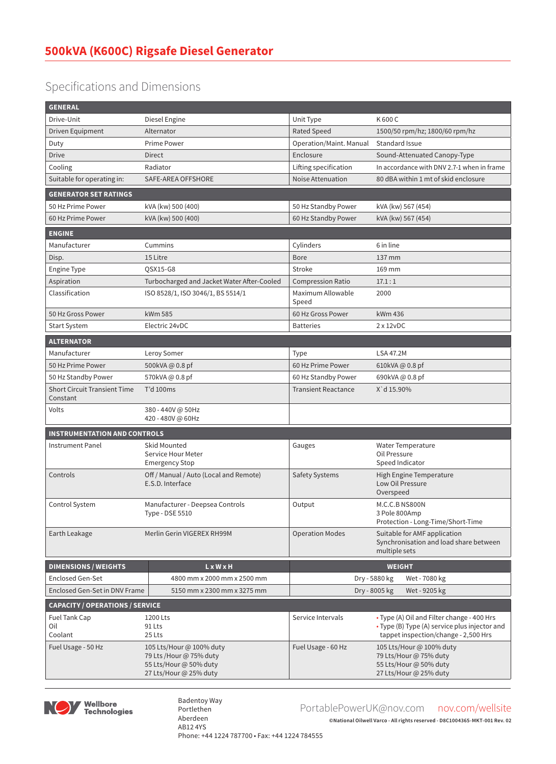# 500kVA (K600C) Rigsafe Diesel Generator

## Specifications and Dimensions

| GENERAL | | | |
|---|---|---|---|
| Drive-Unit | Diesel Engine | Unit Type | K 600 C |
| Driven Equipment | Alternator | Rated Speed | 1500/50 rpm/hz; 1800/60 rpm/hz |
| Duty | Prime Power | Operation/Maint. Manual | Standard Issue |
| Drive | Direct | Enclosure | Sound-Attenuated Canopy-Type |
| Cooling | Radiator | Lifting specification | In accordance with DNV 2.7-1 when in frame |
| Suitable for operating in: | SAFE-AREA OFFSHORE | Noise Attenuation | 80 dBA within 1 mt of skid enclosure |

| GENERATOR SET RATINGS | | | |
|---|---|---|---|
| 50 Hz Prime Power | kVA (kw) 500 (400) | 50 Hz Standby Power | kVA (kw) 567 (454) |
| 60 Hz Prime Power | kVA (kw) 500 (400) | 60 Hz Standby Power | kVA (kw) 567 (454) |

| ENGINE | | | |
|---|---|---|---|
| Manufacturer | Cummins | Cylinders | 6 in line |
| Disp. | 15 Litre | Bore | 137 mm |
| Engine Type | QSX15-G8 | Stroke | 169 mm |
| Aspiration | Turbocharged and Jacket Water After-Cooled | Compression Ratio | 17.1 : 1 |
| Classification | ISO 8528/1, ISO 3046/1, BS 5514/1 | Maximum Allowable Speed | 2000 |
| 50 Hz Gross Power | kWm 585 | 60 Hz Gross Power | kWm 436 |
| Start System | Electric 24vDC | Batteries | 2 x 12vDC |

| ALTERNATOR | | | |
|---|---|---|---|
| Manufacturer | Leroy Somer | Type | LSA 47.2M |
| 50 Hz Prime Power | 500kVA @ 0.8 pf | 60 Hz Prime Power | 610kVA @ 0.8 pf |
| 50 Hz Standby Power | 570kVA @ 0.8 pf | 60 Hz Standby Power | 690kVA @ 0.8 pf |
| Short Circuit Transient Time Constant | T'd 100ms | Transient Reactance | X`d 15.90% |
| Volts | 380 - 440V @ 50Hz<br>420 - 480V @ 60Hz | | |

| INSTRUMENTATION AND CONTROLS | | | |
|---|---|---|---|
| Instrument Panel | Skid Mounted<br>Service Hour Meter<br>Emergency Stop | Gauges | Water Temperature<br>Oil Pressure<br>Speed Indicator |
| Controls | Off / Manual / Auto (Local and Remote)<br>E.S.D. Interface | Safety Systems | High Engine Temperature<br>Low Oil Pressure<br>Overspeed |
| Control System | Manufacturer - Deepsea Controls<br>Type - DSE 5510 | Output | M.C.C.B NS800N<br>3 Pole 800Amp<br>Protection - Long-Time/Short-Time |
| Earth Leakage | Merlin Gerin VIGEREX RH99M | Operation Modes | Suitable for AMF application<br>Synchronisation and load share between multiple sets |

| DIMENSIONS / WEIGHTS | L x W x H | WEIGHT |
|---|---|---|
| Enclosed Gen-Set | 4800 mm x 2000 mm x 2500 mm | Dry - 5880 kg Wet - 7080 kg |
| Enclosed Gen-Set in DNV Frame | 5150 mm x 2300 mm x 3275 mm | Dry - 8005 kg Wet - 9205 kg |

| CAPACITY / OPERATIONS / SERVICE | | | |
|---|---|---|---|
| Fuel Tank Cap<br>Oil<br>Coolant | 1200 Lts<br>91 Lts<br>25 Lts | Service Intervals | • Type (A) Oil and Filter change - 400 Hrs<br>• Type (B) Type (A) service plus injector and tappet inspection/change - 2,500 Hrs |
| Fuel Usage - 50 Hz | 105 Lts/Hour @ 100% duty<br>79 Lts /Hour @ 75% duty<br>55 Lts/Hour @ 50% duty<br>27 Lts/Hour @ 25% duty | Fuel Usage - 60 Hz | 105 Lts/Hour @ 100% duty<br>79 Lts/Hour @ 75% duty<br>55 Lts/Hour @ 50% duty<br>27 Lts/Hour @ 25% duty |

Wellbore Technologies

Badentoy Way
Portlethen
Aberdeen
AB12 4YS
Phone: +44 1224 787700 • Fax: +44 1224 784555

PortablePowerUK@nov.com nov.com/wellsite

©National Oilwell Varco - All rights reserved - D8C1004365-MKT-001 Rev. 02